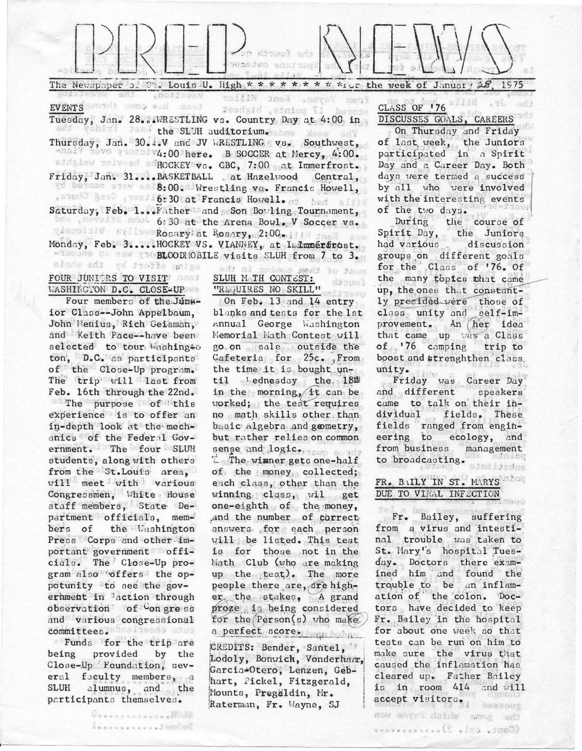# PREP NEWS

The Newspaper of St. Louis U. High * * * * * * * * * for the week of January 28, 1975

## EVENTS

Tuesday, Jan. 28...WRESTLING vs. Country Day at 4:00 in the SLUH auditorium.

Thursday, Jan. 30...V and JV WRESTLING vs. Southwest, 4:00 here. B SOCCER at Mercy, 4:00. HOCKEY vs. CBC, 7:00 at Immerfrost.

Friday, Jan. 31....BASKETBALL at Hazelwood Central, 8:00. Wrestling vs. Francis Howell, 6:30 at Francis Howell.

Saturday, Feb. 1...Father and Son Bowling Tournament, 6:30 at the Arena Bowl. V Soccer vs. Rosary at Rosary, 2:00.

Monday, Feb. 3.....HOCKEY VS. VIANNEY, at Immerfrost. BLOODMOBILE visits SLUH from 7 to 3.

## FOUR JUNIORS TO VISIT WASHINGTON D.C. CLOSE-UP

Four members of the Junior Class--John Appelbaum, John Menius, Rich Geisman, and Keith Pace--have been selected to tour Washington, D.C. as participants of the Close-Up program. The trip will last from Feb. 16th through the 22nd.

The purpose of this experience is to offer an in-depth look at the mechanics of the Federal Government. The four SLUH students, along with others from the St.Louis area, will meet with various Congressmen, White House staff members, State Department officials, members of the Washington Press Corps and other important government officials. The Close-Up program also offers the oppotunity to see the government in action through observation of Congress and various congressional committees.

Funds for the trip are being provided by the Close-Up Foundation, several faculty members, a SLUH alumnus, and the participants themselves.

## SLUH MATH CONTEST: "REQUIRES NO SKILL"

On Feb. 13 and 14 entry blanks and tests for the 1st Annual George Washington Memorial Math Contest will go on sale outside the Cafeteria for 25¢. From the time it is bought until Wednesday the 18th in the morning, it can be worked; the test requires no math skills other than basic Algebra and geometry, but rather relies on common sense and logic.

The winner gets one-half of the money collected; each class, other than the winning class, wil get one-eighth of the money, and the number of correct answers for each person will be listed. This test is for those not in the Math Club (who are making up the test). The more people there are, are higher the stakes. A grand proze is being considered for the Person(s) who make a perfect score.

CREDITS: Bender, Santel, Lodoly, Bonwich, Vonderhaar, Garcia-Otero, Lenzen, Gebhart, Pickel, Fitzgerald, Mounts, Pregaldin, Mr. Raterman, Fr. Wayne, SJ

## CLASS OF '76 DISCUSSES GOALS, CAREERS

On Thursday and Friday of last week, the Juniors participated in a Spirit Day and a Career Day. Both days were termed a success by all who were involved with the interesting events of the two days.

During the course of Spirit Day, the Juniors had various discussion groups on different goals for the Class of '76. Of the many topics that came up, the ones that constantly presided were those of class unity and self-improvement. An other idea that came up was a Class of '76 camping trip to boost and strenghthen class unity.

Friday was Career Day and different speakers came to talk on their individual fields. These fields ranged from engineering to ecology, and from business management to broadcasting.

## FR. BAILY IN ST. MARYS DUE TO VIRAL INFECTION

Fr. Bailey, suffering from a virus and intestinal trouble was taken to St. Mary's hospital Tuesday. Doctors there examined him and found the trouble to be an inflamation of the colon. Doctors have decided to keep Fr. Bailey in the hospital for about one week so that tests can be run on him to make sure the virus that caused the inflamation has cleared up. Father Bailey is in room 414 and will accept visitors.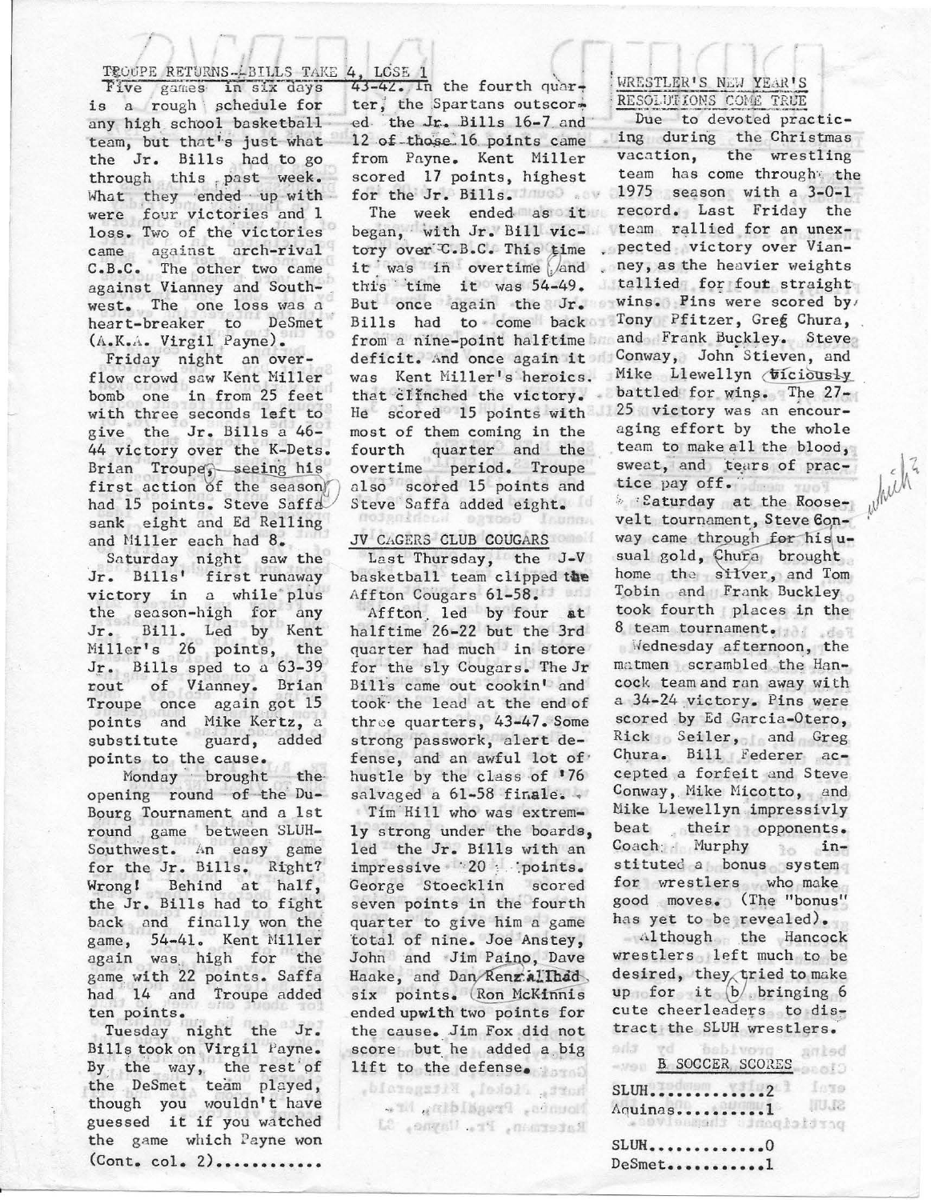## TROUPE RETURNS—BILLS TAKE 4, LOSE 1

Five games in six days is a rough schedule for any high school basketball team, but that's just what the Jr. Bills had to go through this past week. What they ended up with were four victories and 1 loss. Two of the victories came against arch-rival C.B.C. The other two came against Vianney and Southwest. The one loss was a heart-breaker to DeSmet (A.K.A. Virgil Payne).

Friday night an overflow crowd saw Kent Miller bomb one in from 25 feet with three seconds left to give the Jr. Bills a 46-44 victory over the K-Dets. Brian Troupe, seeing his first action of the season, had 15 points. Steve Saffa sank eight and Ed Relling and Miller each had 8.

Saturday night saw the Jr. Bills' first runaway victory in a while plus the season-high for any Jr. Bill. Led by Kent Miller's 26 points, the Jr. Bills sped to a 63-39 rout of Vianney. Brian Troupe once again got 15 points and Mike Kertz, a substitute guard, added points to the cause.

Monday brought the opening round of the DuBourg Tournament and a 1st round game between SLUH-Southwest. An easy game for the Jr. Bills. Right? Wrong! Behind at half, the Jr. Bills had to fight back and finally won the game, 54-41. Kent Miller again was high for the game with 22 points. Saffa had 14 and Troupe added ten points.

Tuesday night the Jr. Bills took on Virgil Payne. By the way, the rest of the DeSmet team played, though you wouldn't have guessed it if you watched the game which Payne won (Cont. col. 2)............

43-42. In the fourth quarter, the Spartans outscored the Jr. Bills 16-7 and 12 of those 16 points came from Payne. Kent Miller scored 17 points, highest for the Jr. Bills.

The week ended as it began, with Jr. Bill victory over C.B.C. This time it was in overtime and this time it was 54-49. But once again the Jr. Bills had to come back from a nine-point halftime deficit. And once again it was Kent Miller's heroics that clinched the victory. He scored 15 points with most of them coming in the fourth quarter and the overtime period. Troupe also scored 15 points and Steve Saffa added eight.

## JV CAGERS CLUB COUGARS

Last Thursday, the J-V basketball team clipped the Affton Cougars 61-58.

Affton led by four at halftime 26-22 but the 3rd quarter had much in store for the sly Cougars. The Jr Bills came out cookin' and took the lead at the end of three quarters, 43-47. Some strong passwork, alert defense, and an awful lot of hustle by the class of '76 salvaged a 61-58 finale.

Tim Hill who was extremely strong under the boards, led the Jr. Bills with an impressive 20 points. George Stoecklin scored seven points in the fourth quarter to give him a game total of nine. Joe Anstey, John and Jim Paino, Dave Haake, and Dan Renz all had six points. Ron McKinnis ended upwith two points for the cause. Jim Fox did not score but he added a big lift to the defense.

## WRESTLER'S NEW YEAR'S RESOLUTIONS COME TRUE

Due to devoted practicing during the Christmas vacation, the wrestling team has come through the 1975 season with a 3-0-1 record. Last Friday the team rallied for an unexpected victory over Vianney, as the heavier weights tallied for four straight wins. Pins were scored by Tony Pfitzer, Greg Chura, and Frank Buckley. Steve Conway, John Stieven, and Mike Llewellyn viciously battled for wins. The 27-25 victory was an encouraging effort by the whole team to make all the blood, sweat, and tears of practice pay off.

Saturday at the Roosevelt tournament, Steve Conway came through for his usual gold, Chura brought home the silver, and Tom Tobin and Frank Buckley took fourth places in the 8 team tournament.

Wednesday afternoon, the matmen scrambled the Hancock team and ran away with a 34-24 victory. Pins were scored by Ed Garcia-Otero, Rick Seiler, and Greg Chura. Bill Federer accepted a forfeit and Steve Conway, Mike Micotto, and Mike Llewellyn impressivly beat their opponents. Coach Murphy instituted a bonus system for wrestlers who make good moves. (The "bonus" has yet to be revealed).

Although the Hancock wrestlers left much to be desired, they tried to make up for it by bringing 6 cute cheerleaders to distract the SLUH wrestlers.

## B SOCCER SCORES

SLUH............2
Aquinas..........1

SLUH............0
DeSmet...........1